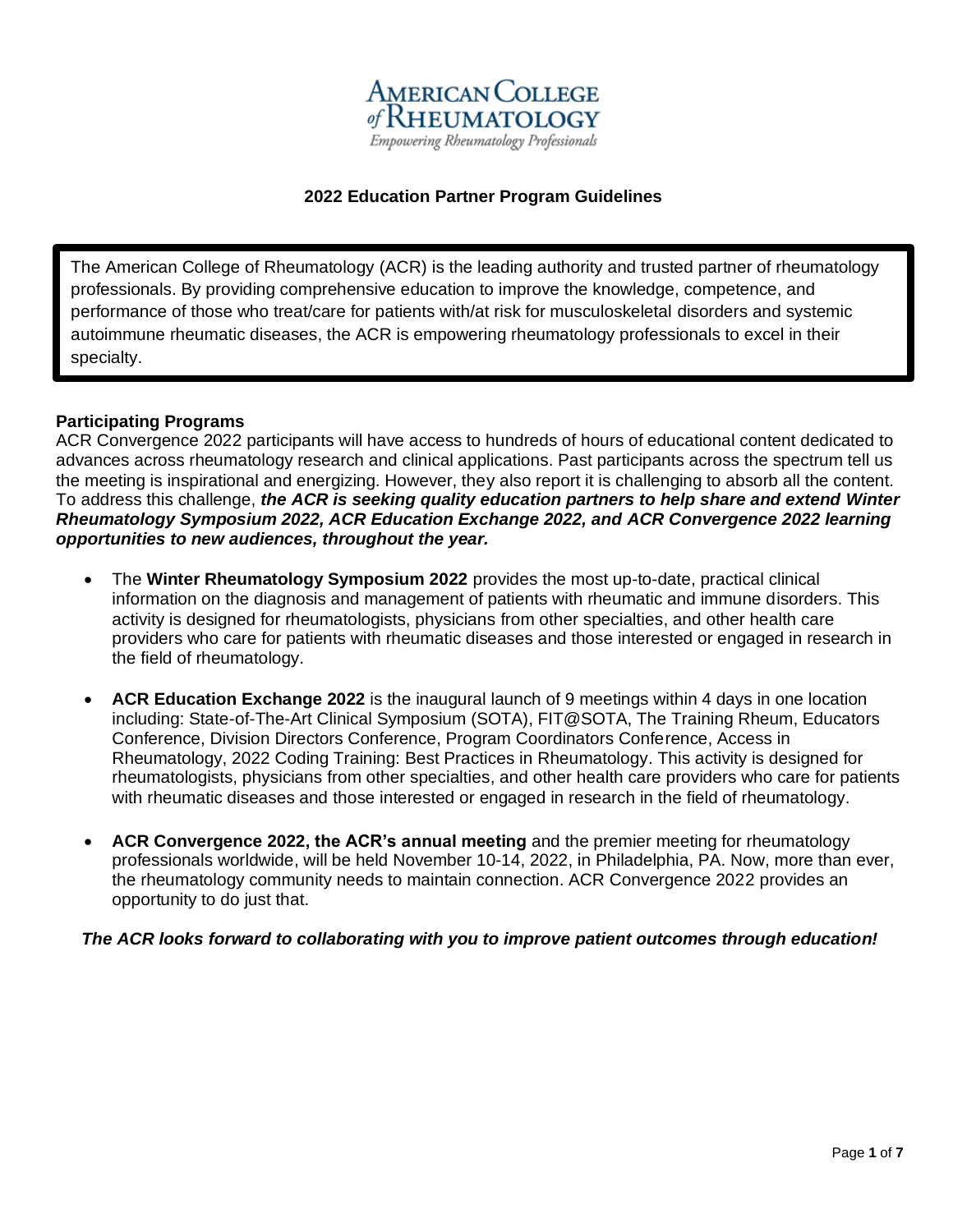AMERICAN COLLEGE of RHEUMATOLOGY

*Empowering Rheumatology Professionals*

# 2022 Education Partner Program Guidelines

The American College of Rheumatology (ACR) is the leading authority and trusted partner of rheumatology professionals. By providing comprehensive education to improve the knowledge, competence, and performance of those who treat/care for patients with/at risk for musculoskeletal disorders and systemic autoimmune rheumatic diseases, the ACR is empowering rheumatology professionals to excel in their specialty.

**Participating Programs**

ACR Convergence 2022 participants will have access to hundreds of hours of educational content dedicated to advances across rheumatology research and clinical applications. Past participants across the spectrum tell us the meeting is inspirational and energizing. However, they also report it is challenging to absorb all the content. To address this challenge, ***the ACR is seeking quality education partners to help share and extend Winter Rheumatology Symposium 2022, ACR Education Exchange 2022, and ACR Convergence 2022 learning opportunities to new audiences, throughout the year.***

- The **Winter Rheumatology Symposium 2022** provides the most up-to-date, practical clinical information on the diagnosis and management of patients with rheumatic and immune disorders. This activity is designed for rheumatologists, physicians from other specialties, and other health care providers who care for patients with rheumatic diseases and those interested or engaged in research in the field of rheumatology.

- **ACR Education Exchange 2022** is the inaugural launch of 9 meetings within 4 days in one location including: State-of-The-Art Clinical Symposium (SOTA), FIT@SOTA, The Training Rheum, Educators Conference, Division Directors Conference, Program Coordinators Conference, Access in Rheumatology, 2022 Coding Training: Best Practices in Rheumatology. This activity is designed for rheumatologists, physicians from other specialties, and other health care providers who care for patients with rheumatic diseases and those interested or engaged in research in the field of rheumatology.

- **ACR Convergence 2022, the ACR's annual meeting** and the premier meeting for rheumatology professionals worldwide, will be held November 10-14, 2022, in Philadelphia, PA. Now, more than ever, the rheumatology community needs to maintain connection. ACR Convergence 2022 provides an opportunity to do just that.

***The ACR looks forward to collaborating with you to improve patient outcomes through education!***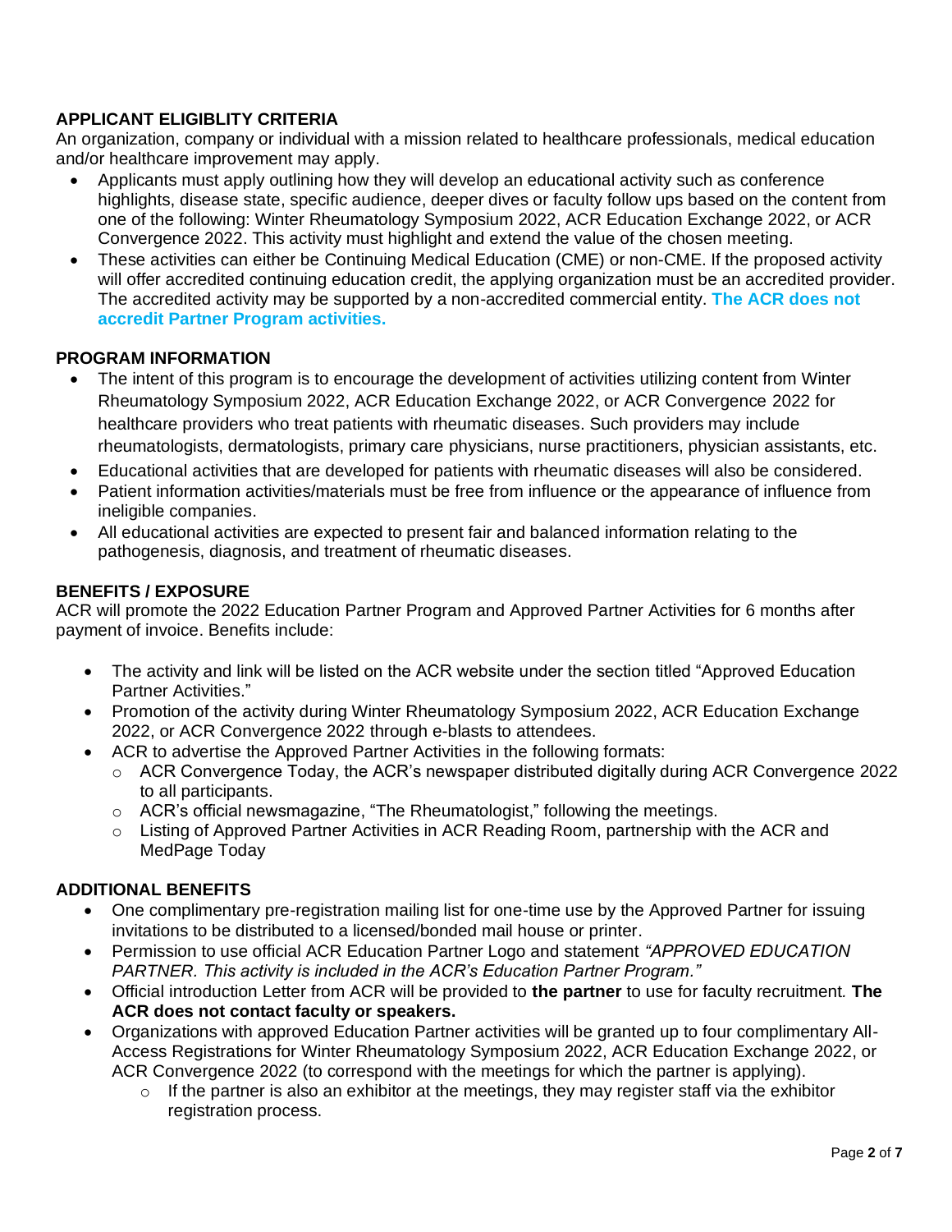## APPLICANT ELIGIBLITY CRITERIA

An organization, company or individual with a mission related to healthcare professionals, medical education and/or healthcare improvement may apply.

- Applicants must apply outlining how they will develop an educational activity such as conference highlights, disease state, specific audience, deeper dives or faculty follow ups based on the content from one of the following: Winter Rheumatology Symposium 2022, ACR Education Exchange 2022, or ACR Convergence 2022. This activity must highlight and extend the value of the chosen meeting.
- These activities can either be Continuing Medical Education (CME) or non-CME. If the proposed activity will offer accredited continuing education credit, the applying organization must be an accredited provider. The accredited activity may be supported by a non-accredited commercial entity. **The ACR does not accredit Partner Program activities.**

## PROGRAM INFORMATION

- The intent of this program is to encourage the development of activities utilizing content from Winter Rheumatology Symposium 2022, ACR Education Exchange 2022, or ACR Convergence 2022 for healthcare providers who treat patients with rheumatic diseases. Such providers may include rheumatologists, dermatologists, primary care physicians, nurse practitioners, physician assistants, etc.
- Educational activities that are developed for patients with rheumatic diseases will also be considered.
- Patient information activities/materials must be free from influence or the appearance of influence from ineligible companies.
- All educational activities are expected to present fair and balanced information relating to the pathogenesis, diagnosis, and treatment of rheumatic diseases.

## BENEFITS / EXPOSURE

ACR will promote the 2022 Education Partner Program and Approved Partner Activities for 6 months after payment of invoice. Benefits include:

- The activity and link will be listed on the ACR website under the section titled "Approved Education Partner Activities."
- Promotion of the activity during Winter Rheumatology Symposium 2022, ACR Education Exchange 2022, or ACR Convergence 2022 through e-blasts to attendees.
- ACR to advertise the Approved Partner Activities in the following formats:
  - ACR Convergence Today, the ACR's newspaper distributed digitally during ACR Convergence 2022 to all participants.
  - ACR's official newsmagazine, "The Rheumatologist," following the meetings.
  - Listing of Approved Partner Activities in ACR Reading Room, partnership with the ACR and MedPage Today

## ADDITIONAL BENEFITS

- One complimentary pre-registration mailing list for one-time use by the Approved Partner for issuing invitations to be distributed to a licensed/bonded mail house or printer.
- Permission to use official ACR Education Partner Logo and statement *"APPROVED EDUCATION PARTNER. This activity is included in the ACR's Education Partner Program."*
- Official introduction Letter from ACR will be provided to **the partner** to use for faculty recruitment. **The ACR does not contact faculty or speakers.**
- Organizations with approved Education Partner activities will be granted up to four complimentary All-Access Registrations for Winter Rheumatology Symposium 2022, ACR Education Exchange 2022, or ACR Convergence 2022 (to correspond with the meetings for which the partner is applying).
  - If the partner is also an exhibitor at the meetings, they may register staff via the exhibitor registration process.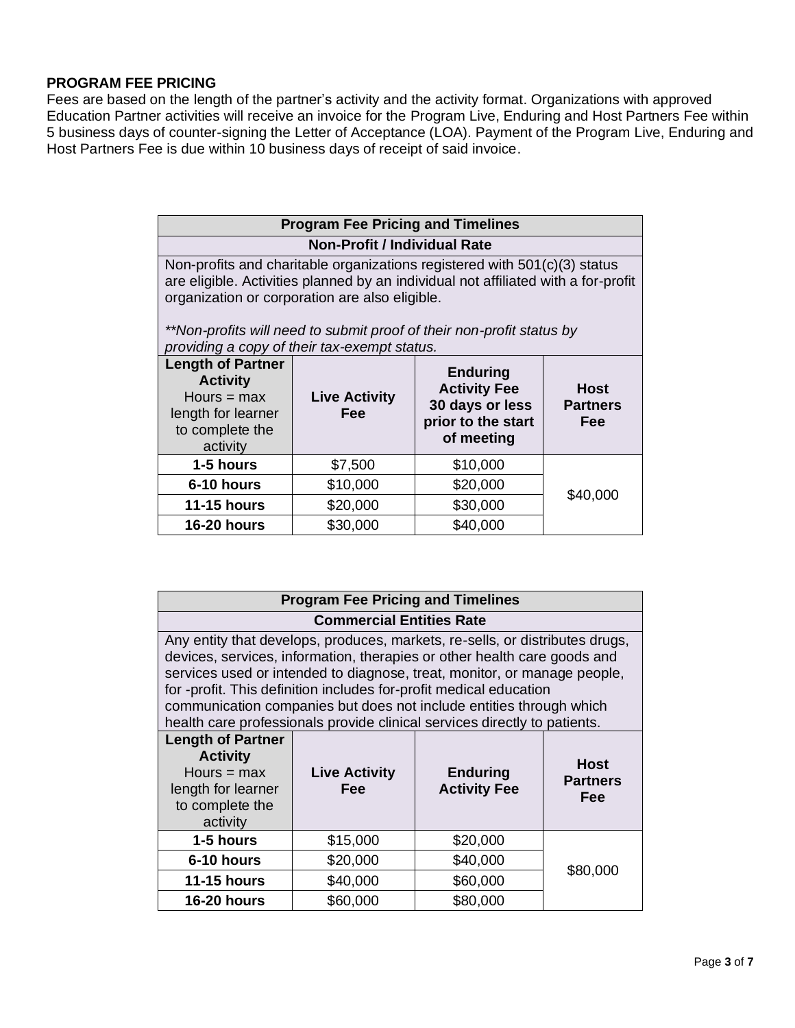**PROGRAM FEE PRICING**

Fees are based on the length of the partner's activity and the activity format. Organizations with approved Education Partner activities will receive an invoice for the Program Live, Enduring and Host Partners Fee within 5 business days of counter-signing the Letter of Acceptance (LOA). Payment of the Program Live, Enduring and Host Partners Fee is due within 10 business days of receipt of said invoice.

| Program Fee Pricing and Timelines | | | |
|---|---|---|---|
| **Non-Profit / Individual Rate** | | | |
| Non-profits and charitable organizations registered with 501(c)(3) status are eligible. Activities planned by an individual not affiliated with a for-profit organization or corporation are also eligible. *\*\*Non-profits will need to submit proof of their non-profit status by providing a copy of their tax-exempt status.* | | | |
| **Length of Partner Activity** Hours = max length for learner to complete the activity | **Live Activity Fee** | **Enduring Activity Fee 30 days or less prior to the start of meeting** | **Host Partners Fee** |
| **1-5 hours** | $7,500 | $10,000 | $40,000 |
| **6-10 hours** | $10,000 | $20,000 | |
| **11-15 hours** | $20,000 | $30,000 | |
| **16-20 hours** | $30,000 | $40,000 | |

| Program Fee Pricing and Timelines | | | |
|---|---|---|---|
| **Commercial Entities Rate** | | | |
| Any entity that develops, produces, markets, re-sells, or distributes drugs, devices, services, information, therapies or other health care goods and services used or intended to diagnose, treat, monitor, or manage people, for -profit. This definition includes for-profit medical education communication companies but does not include entities through which health care professionals provide clinical services directly to patients. | | | |
| **Length of Partner Activity** Hours = max length for learner to complete the activity | **Live Activity Fee** | **Enduring Activity Fee** | **Host Partners Fee** |
| **1-5 hours** | $15,000 | $20,000 | $80,000 |
| **6-10 hours** | $20,000 | $40,000 | |
| **11-15 hours** | $40,000 | $60,000 | |
| **16-20 hours** | $60,000 | $80,000 | |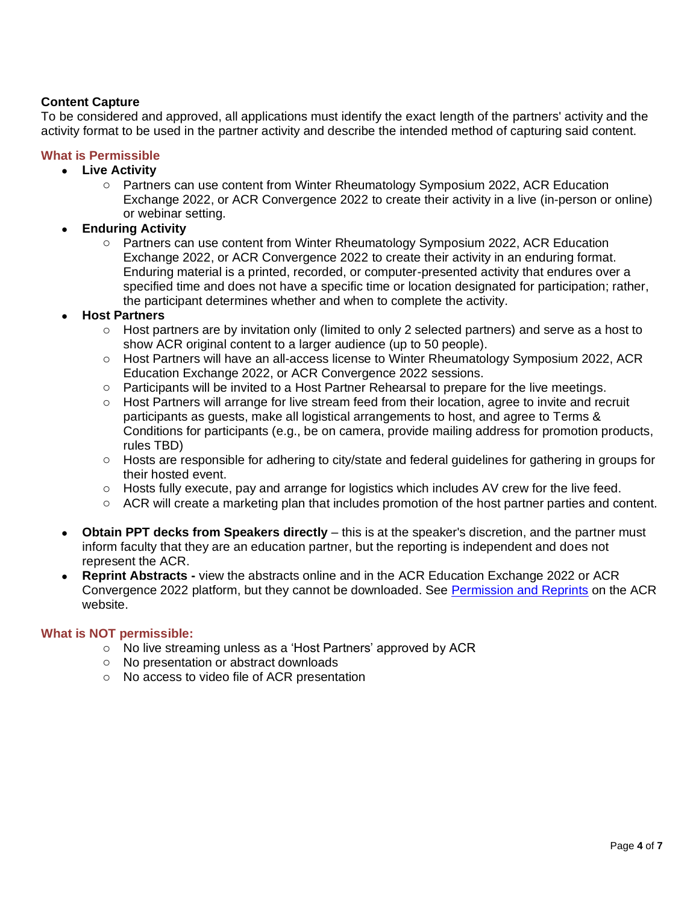**Content Capture**

To be considered and approved, all applications must identify the exact length of the partners' activity and the activity format to be used in the partner activity and describe the intended method of capturing said content.

### What is Permissible

- **Live Activity**
  - Partners can use content from Winter Rheumatology Symposium 2022, ACR Education Exchange 2022, or ACR Convergence 2022 to create their activity in a live (in-person or online) or webinar setting.
- **Enduring Activity**
  - Partners can use content from Winter Rheumatology Symposium 2022, ACR Education Exchange 2022, or ACR Convergence 2022 to create their activity in an enduring format. Enduring material is a printed, recorded, or computer-presented activity that endures over a specified time and does not have a specific time or location designated for participation; rather, the participant determines whether and when to complete the activity.
- **Host Partners**
  - Host partners are by invitation only (limited to only 2 selected partners) and serve as a host to show ACR original content to a larger audience (up to 50 people).
  - Host Partners will have an all-access license to Winter Rheumatology Symposium 2022, ACR Education Exchange 2022, or ACR Convergence 2022 sessions.
  - Participants will be invited to a Host Partner Rehearsal to prepare for the live meetings.
  - Host Partners will arrange for live stream feed from their location, agree to invite and recruit participants as guests, make all logistical arrangements to host, and agree to Terms & Conditions for participants (e.g., be on camera, provide mailing address for promotion products, rules TBD)
  - Hosts are responsible for adhering to city/state and federal guidelines for gathering in groups for their hosted event.
  - Hosts fully execute, pay and arrange for logistics which includes AV crew for the live feed.
  - ACR will create a marketing plan that includes promotion of the host partner parties and content.

- **Obtain PPT decks from Speakers directly** – this is at the speaker's discretion, and the partner must inform faculty that they are an education partner, but the reporting is independent and does not represent the ACR.
- **Reprint Abstracts -** view the abstracts online and in the ACR Education Exchange 2022 or ACR Convergence 2022 platform, but they cannot be downloaded. See Permission and Reprints on the ACR website.

### What is NOT permissible:

- No live streaming unless as a 'Host Partners' approved by ACR
- No presentation or abstract downloads
- No access to video file of ACR presentation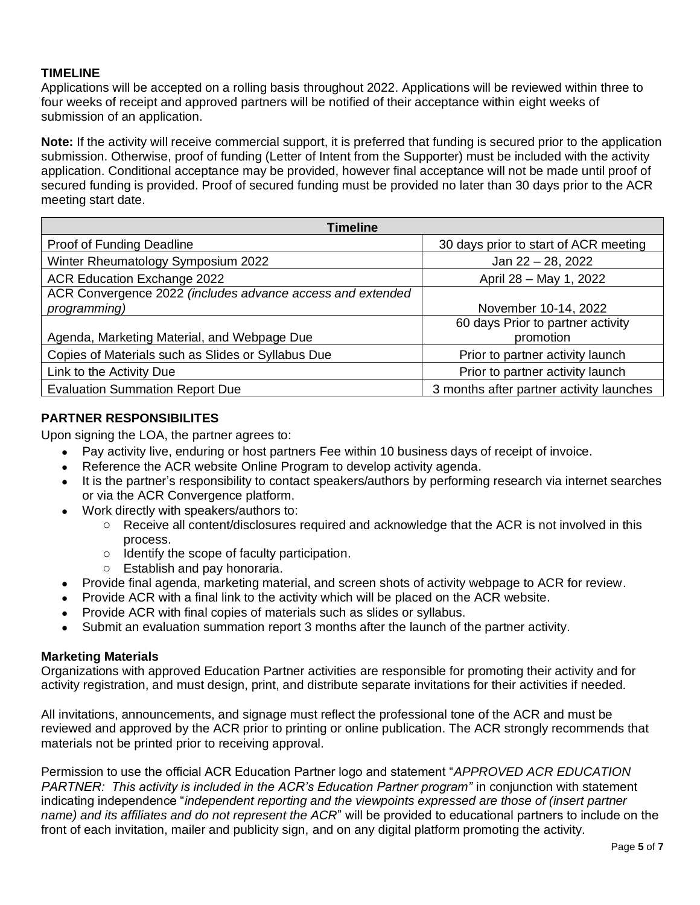**TIMELINE**

Applications will be accepted on a rolling basis throughout 2022. Applications will be reviewed within three to four weeks of receipt and approved partners will be notified of their acceptance within eight weeks of submission of an application.

**Note:** If the activity will receive commercial support, it is preferred that funding is secured prior to the application submission. Otherwise, proof of funding (Letter of Intent from the Supporter) must be included with the activity application. Conditional acceptance may be provided, however final acceptance will not be made until proof of secured funding is provided. Proof of secured funding must be provided no later than 30 days prior to the ACR meeting start date.

| Timeline | |
|---|---|
| Proof of Funding Deadline | 30 days prior to start of ACR meeting |
| Winter Rheumatology Symposium 2022 | Jan 22 – 28, 2022 |
| ACR Education Exchange 2022 | April 28 – May 1, 2022 |
| ACR Convergence 2022 *(includes advance access and extended programming)* | November 10-14, 2022 |
| Agenda, Marketing Material, and Webpage Due | 60 days Prior to partner activity promotion |
| Copies of Materials such as Slides or Syllabus Due | Prior to partner activity launch |
| Link to the Activity Due | Prior to partner activity launch |
| Evaluation Summation Report Due | 3 months after partner activity launches |

**PARTNER RESPONSIBILITES**

Upon signing the LOA, the partner agrees to:

- Pay activity live, enduring or host partners Fee within 10 business days of receipt of invoice.
- Reference the ACR website Online Program to develop activity agenda.
- It is the partner's responsibility to contact speakers/authors by performing research via internet searches or via the ACR Convergence platform.
- Work directly with speakers/authors to:
  - Receive all content/disclosures required and acknowledge that the ACR is not involved in this process.
  - Identify the scope of faculty participation.
  - Establish and pay honoraria.
- Provide final agenda, marketing material, and screen shots of activity webpage to ACR for review.
- Provide ACR with a final link to the activity which will be placed on the ACR website.
- Provide ACR with final copies of materials such as slides or syllabus.
- Submit an evaluation summation report 3 months after the launch of the partner activity.

**Marketing Materials**

Organizations with approved Education Partner activities are responsible for promoting their activity and for activity registration, and must design, print, and distribute separate invitations for their activities if needed.

All invitations, announcements, and signage must reflect the professional tone of the ACR and must be reviewed and approved by the ACR prior to printing or online publication. The ACR strongly recommends that materials not be printed prior to receiving approval.

Permission to use the official ACR Education Partner logo and statement "*APPROVED ACR EDUCATION PARTNER: This activity is included in the ACR's Education Partner program"* in conjunction with statement indicating independence "*independent reporting and the viewpoints expressed are those of (insert partner name) and its affiliates and do not represent the ACR*" will be provided to educational partners to include on the front of each invitation, mailer and publicity sign, and on any digital platform promoting the activity.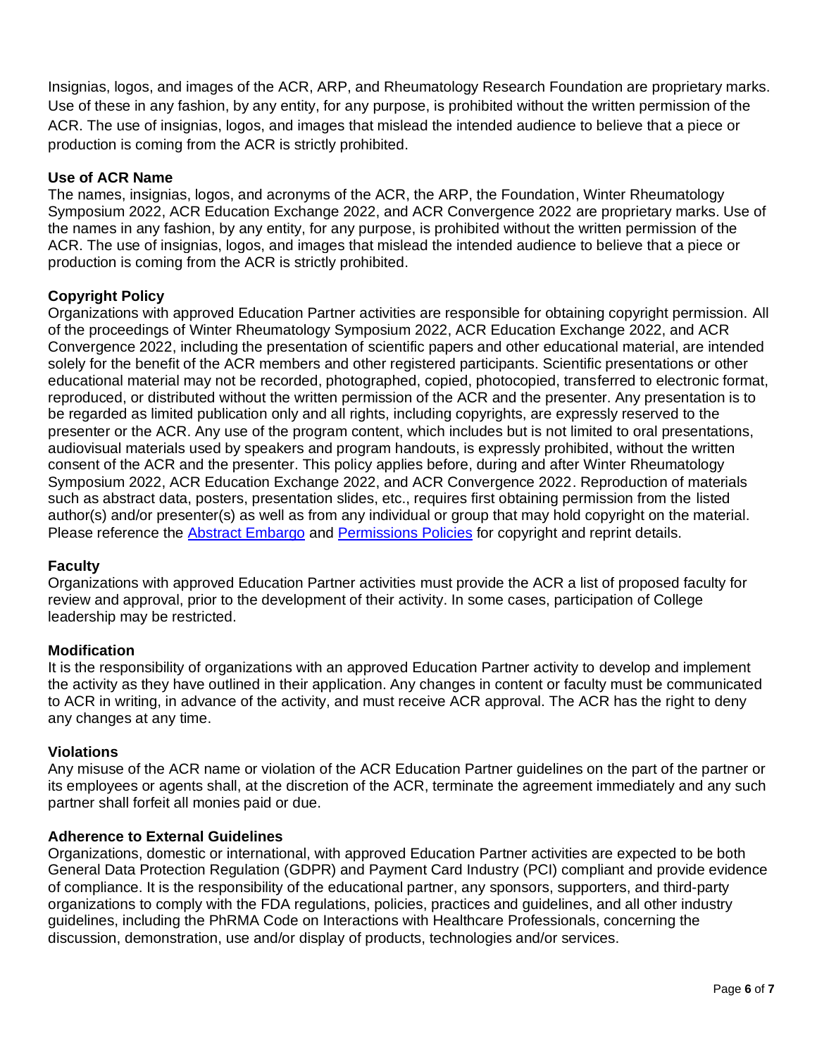Insignias, logos, and images of the ACR, ARP, and Rheumatology Research Foundation are proprietary marks. Use of these in any fashion, by any entity, for any purpose, is prohibited without the written permission of the ACR. The use of insignias, logos, and images that mislead the intended audience to believe that a piece or production is coming from the ACR is strictly prohibited.

**Use of ACR Name**

The names, insignias, logos, and acronyms of the ACR, the ARP, the Foundation, Winter Rheumatology Symposium 2022, ACR Education Exchange 2022, and ACR Convergence 2022 are proprietary marks. Use of the names in any fashion, by any entity, for any purpose, is prohibited without the written permission of the ACR. The use of insignias, logos, and images that mislead the intended audience to believe that a piece or production is coming from the ACR is strictly prohibited.

**Copyright Policy**

Organizations with approved Education Partner activities are responsible for obtaining copyright permission. All of the proceedings of Winter Rheumatology Symposium 2022, ACR Education Exchange 2022, and ACR Convergence 2022, including the presentation of scientific papers and other educational material, are intended solely for the benefit of the ACR members and other registered participants. Scientific presentations or other educational material may not be recorded, photographed, copied, photocopied, transferred to electronic format, reproduced, or distributed without the written permission of the ACR and the presenter. Any presentation is to be regarded as limited publication only and all rights, including copyrights, are expressly reserved to the presenter or the ACR. Any use of the program content, which includes but is not limited to oral presentations, audiovisual materials used by speakers and program handouts, is expressly prohibited, without the written consent of the ACR and the presenter. This policy applies before, during and after Winter Rheumatology Symposium 2022, ACR Education Exchange 2022, and ACR Convergence 2022. Reproduction of materials such as abstract data, posters, presentation slides, etc., requires first obtaining permission from the listed author(s) and/or presenter(s) as well as from any individual or group that may hold copyright on the material. Please reference the Abstract Embargo and Permissions Policies for copyright and reprint details.

**Faculty**

Organizations with approved Education Partner activities must provide the ACR a list of proposed faculty for review and approval, prior to the development of their activity. In some cases, participation of College leadership may be restricted.

**Modification**

It is the responsibility of organizations with an approved Education Partner activity to develop and implement the activity as they have outlined in their application. Any changes in content or faculty must be communicated to ACR in writing, in advance of the activity, and must receive ACR approval. The ACR has the right to deny any changes at any time.

**Violations**

Any misuse of the ACR name or violation of the ACR Education Partner guidelines on the part of the partner or its employees or agents shall, at the discretion of the ACR, terminate the agreement immediately and any such partner shall forfeit all monies paid or due.

**Adherence to External Guidelines**

Organizations, domestic or international, with approved Education Partner activities are expected to be both General Data Protection Regulation (GDPR) and Payment Card Industry (PCI) compliant and provide evidence of compliance. It is the responsibility of the educational partner, any sponsors, supporters, and third-party organizations to comply with the FDA regulations, policies, practices and guidelines, and all other industry guidelines, including the PhRMA Code on Interactions with Healthcare Professionals, concerning the discussion, demonstration, use and/or display of products, technologies and/or services.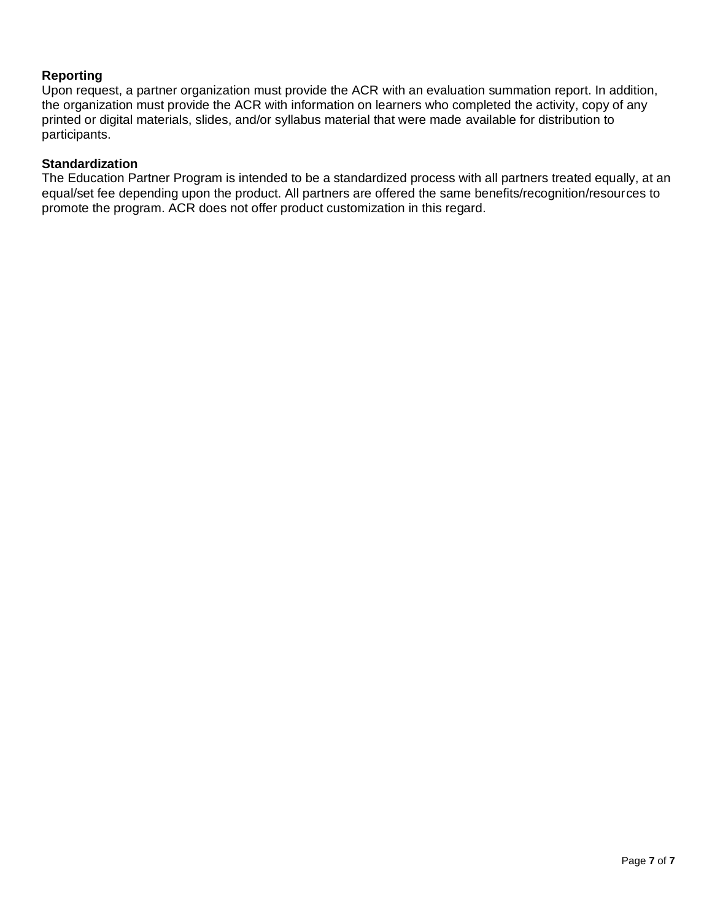**Reporting**

Upon request, a partner organization must provide the ACR with an evaluation summation report. In addition, the organization must provide the ACR with information on learners who completed the activity, copy of any printed or digital materials, slides, and/or syllabus material that were made available for distribution to participants.

**Standardization**

The Education Partner Program is intended to be a standardized process with all partners treated equally, at an equal/set fee depending upon the product. All partners are offered the same benefits/recognition/resources to promote the program. ACR does not offer product customization in this regard.